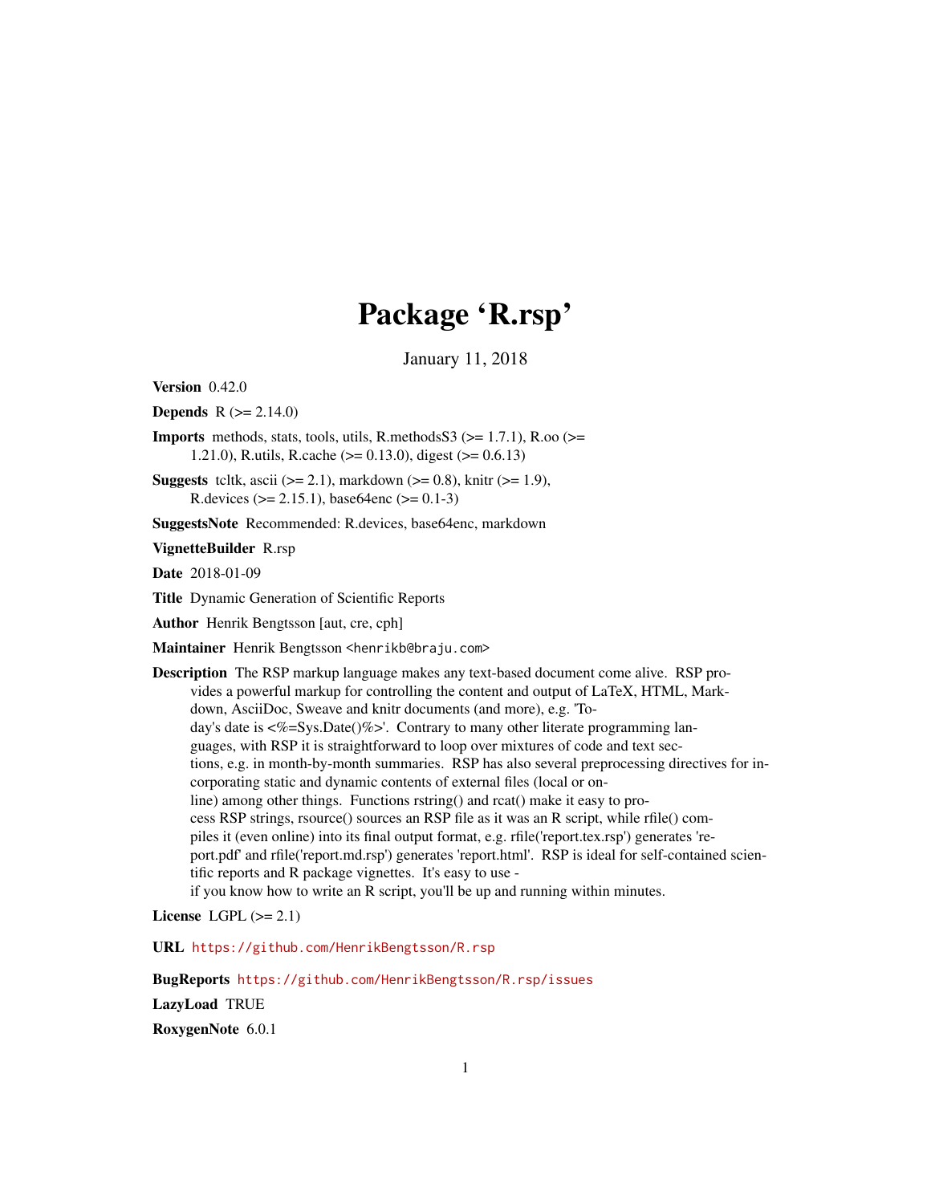# Package 'R.rsp'

January 11, 2018

**Version** 0.42.0

**Depends** R (>= 2.14.0)

**Imports** methods, stats, tools, utils, R.methodsS3 (>= 1.7.1), R.oo (>= 1.21.0), R.utils, R.cache (>= 0.13.0), digest (>= 0.6.13)

**Suggests** tcltk, ascii (>= 2.1), markdown (>= 0.8), knitr (>= 1.9), R.devices (>= 2.15.1), base64enc (>= 0.1-3)

**SuggestsNote** Recommended: R.devices, base64enc, markdown

**VignetteBuilder** R.rsp

**Date** 2018-01-09

**Title** Dynamic Generation of Scientific Reports

**Author** Henrik Bengtsson [aut, cre, cph]

**Maintainer** Henrik Bengtsson <henrikb@braju.com>

**Description** The RSP markup language makes any text-based document come alive. RSP provides a powerful markup for controlling the content and output of LaTeX, HTML, Markdown, AsciiDoc, Sweave and knitr documents (and more), e.g. 'Today's date is <%=Sys.Date()%>'. Contrary to many other literate programming languages, with RSP it is straightforward to loop over mixtures of code and text sections, e.g. in month-by-month summaries. RSP has also several preprocessing directives for incorporating static and dynamic contents of external files (local or online) among other things. Functions rstring() and rcat() make it easy to process RSP strings, rsource() sources an RSP file as it was an R script, while rfile() compiles it (even online) into its final output format, e.g. rfile('report.tex.rsp') generates 'report.pdf' and rfile('report.md.rsp') generates 'report.html'. RSP is ideal for self-contained scientific reports and R package vignettes. It's easy to use - if you know how to write an R script, you'll be up and running within minutes.

**License** LGPL (>= 2.1)

**URL** https://github.com/HenrikBengtsson/R.rsp

**BugReports** https://github.com/HenrikBengtsson/R.rsp/issues

**LazyLoad** TRUE

**RoxygenNote** 6.0.1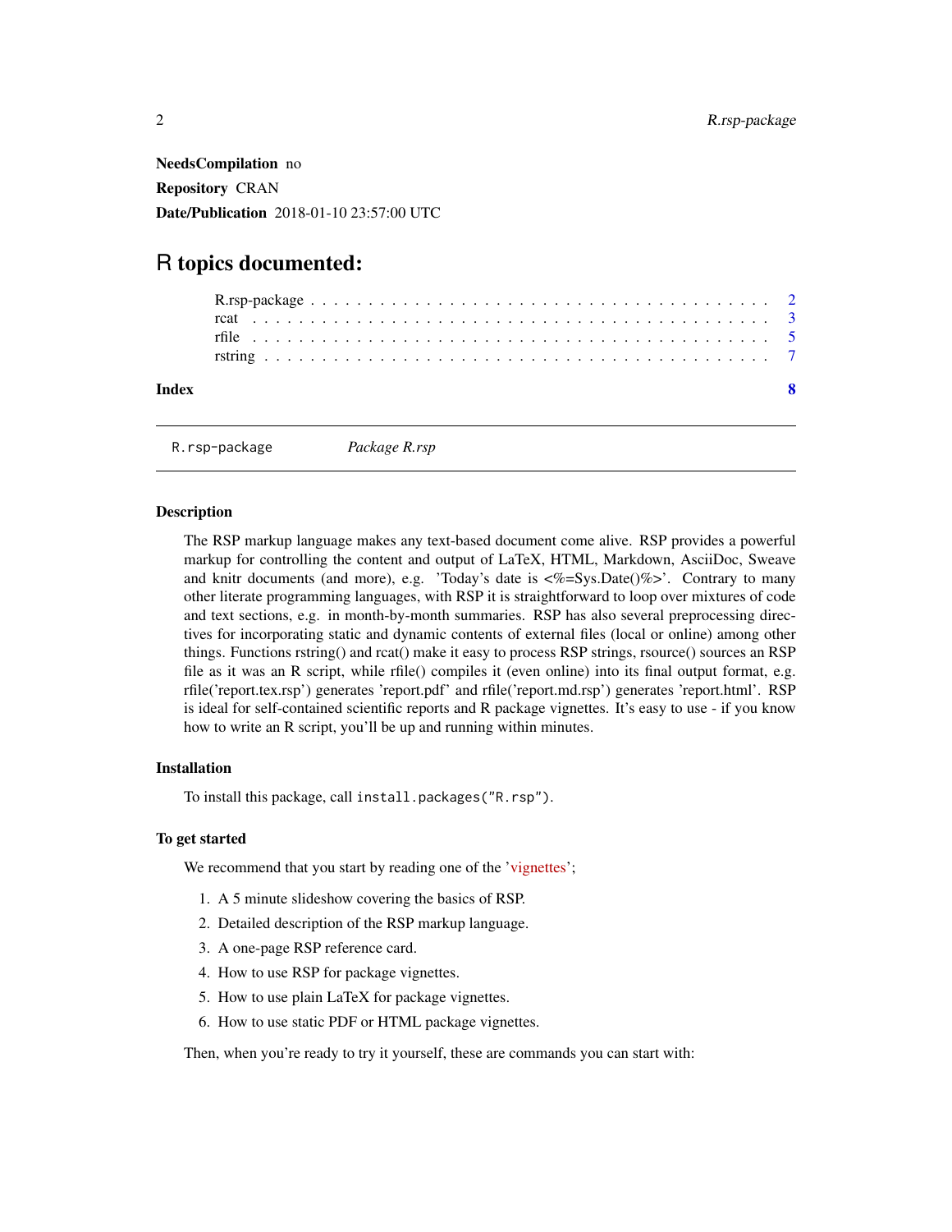**NeedsCompilation** no

**Repository** CRAN

**Date/Publication** 2018-01-10 23:57:00 UTC

# R topics documented:

- R.rsp-package . . . . . . . . . . . . . . . . . . . . . . . . . . . . . . . . . . . . . 2
- rcat . . . . . . . . . . . . . . . . . . . . . . . . . . . . . . . . . . . . . . . . . . . 3
- rfile . . . . . . . . . . . . . . . . . . . . . . . . . . . . . . . . . . . . . . . . . . 5
- rstring . . . . . . . . . . . . . . . . . . . . . . . . . . . . . . . . . . . . . . . . . 7

**Index** **8**

---

`R.rsp-package` *Package R.rsp*

---

## Description

The RSP markup language makes any text-based document come alive. RSP provides a powerful markup for controlling the content and output of LaTeX, HTML, Markdown, AsciiDoc, Sweave and knitr documents (and more), e.g. 'Today's date is <%=Sys.Date()%>'. Contrary to many other literate programming languages, with RSP it is straightforward to loop over mixtures of code and text sections, e.g. in month-by-month summaries. RSP has also several preprocessing directives for incorporating static and dynamic contents of external files (local or online) among other things. Functions rstring() and rcat() make it easy to process RSP strings, rsource() sources an RSP file as it was an R script, while rfile() compiles it (even online) into its final output format, e.g. rfile('report.tex.rsp') generates 'report.pdf' and rfile('report.md.rsp') generates 'report.html'. RSP is ideal for self-contained scientific reports and R package vignettes. It's easy to use - if you know how to write an R script, you'll be up and running within minutes.

## Installation

To install this package, call `install.packages("R.rsp")`.

## To get started

We recommend that you start by reading one of the 'vignettes';

1. A 5 minute slideshow covering the basics of RSP.
2. Detailed description of the RSP markup language.
3. A one-page RSP reference card.
4. How to use RSP for package vignettes.
5. How to use plain LaTeX for package vignettes.
6. How to use static PDF or HTML package vignettes.

Then, when you're ready to try it yourself, these are commands you can start with: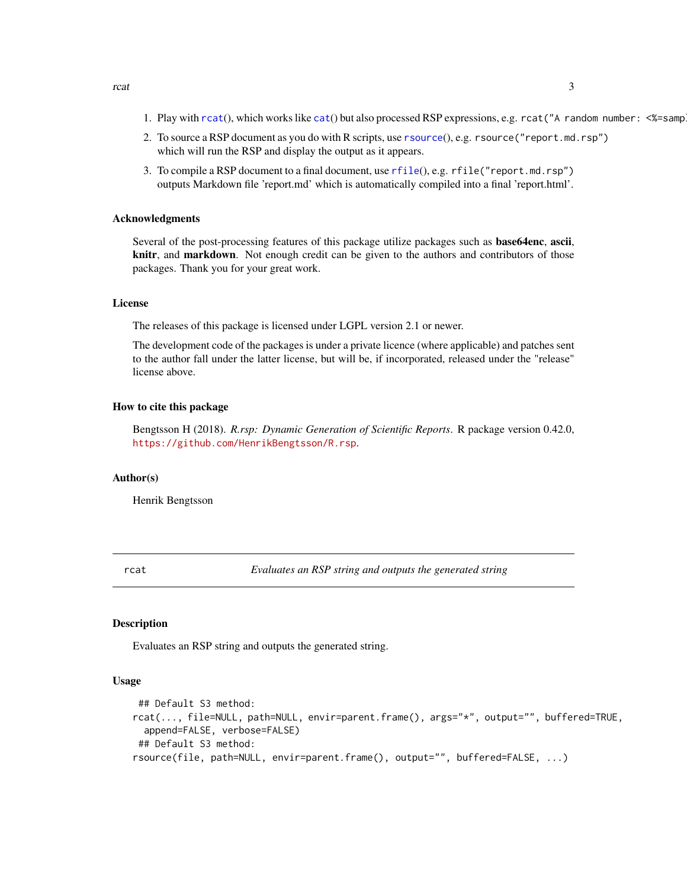1. Play with `rcat()`, which works like `cat()` but also processed RSP expressions, e.g. `rcat("A random number: <%=samp`
2. To source a RSP document as you do with R scripts, use `rsource()`, e.g. `rsource("report.md.rsp")` which will run the RSP and display the output as it appears.
3. To compile a RSP document to a final document, use `rfile()`, e.g. `rfile("report.md.rsp")` outputs Markdown file 'report.md' which is automatically compiled into a final 'report.html'.

### Acknowledgments

Several of the post-processing features of this package utilize packages such as **base64enc**, **ascii**, **knitr**, and **markdown**. Not enough credit can be given to the authors and contributors of those packages. Thank you for your great work.

### License

The releases of this package is licensed under LGPL version 2.1 or newer.

The development code of the packages is under a private licence (where applicable) and patches sent to the author fall under the latter license, but will be, if incorporated, released under the "release" license above.

### How to cite this package

Bengtsson H (2018). *R.rsp: Dynamic Generation of Scientific Reports*. R package version 0.42.0, https://github.com/HenrikBengtsson/R.rsp.

### Author(s)

Henrik Bengtsson

---

## rcat — *Evaluates an RSP string and outputs the generated string*

### Description

Evaluates an RSP string and outputs the generated string.

### Usage

```
 ## Default S3 method:
rcat(..., file=NULL, path=NULL, envir=parent.frame(), args="*", output="", buffered=TRUE,
  append=FALSE, verbose=FALSE)
 ## Default S3 method:
rsource(file, path=NULL, envir=parent.frame(), output="", buffered=FALSE, ...)
```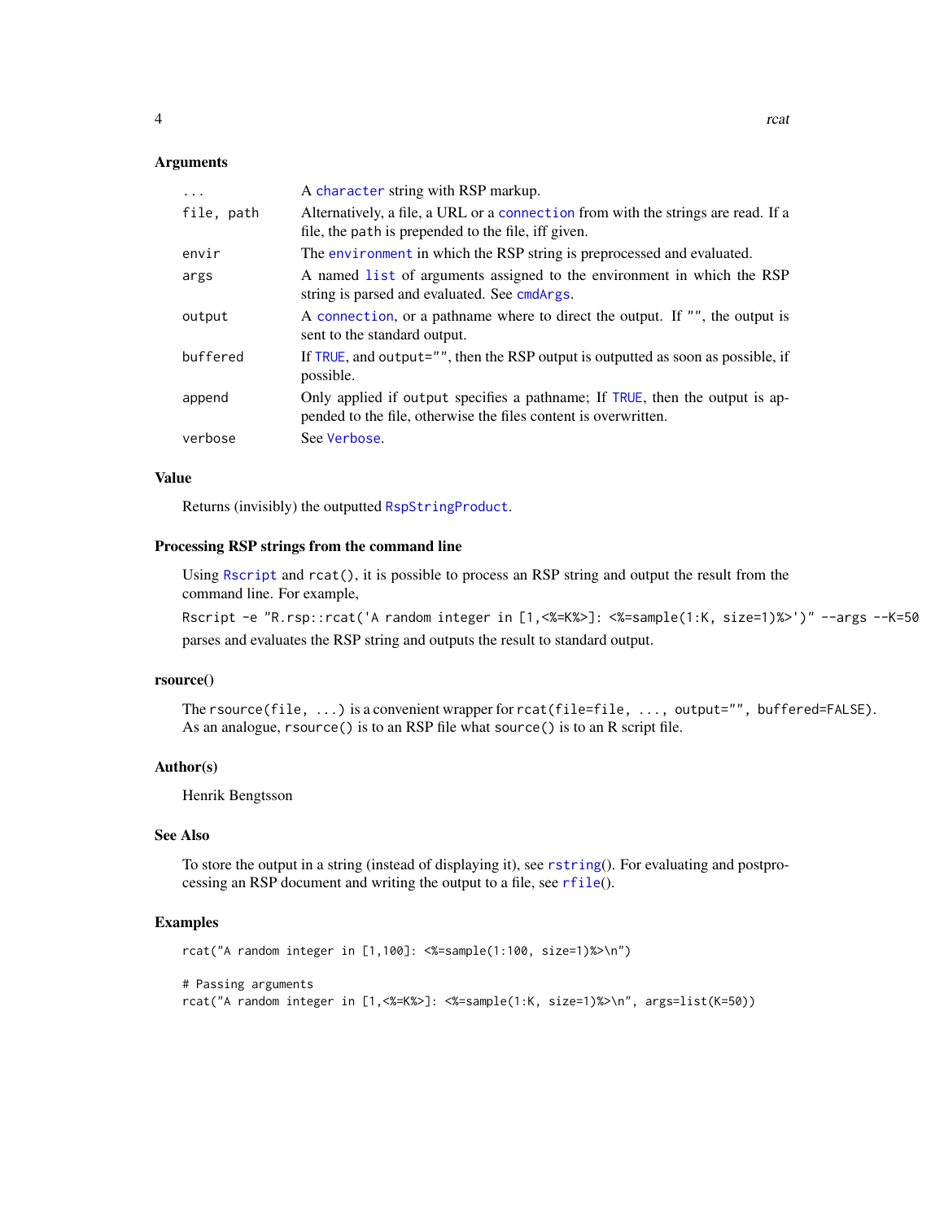## Arguments

| | |
|---|---|
| `...` | A `character` string with RSP markup. |
| `file, path` | Alternatively, a file, a URL or a `connection` from with the strings are read. If a file, the `path` is prepended to the file, iff given. |
| `envir` | The `environment` in which the RSP string is preprocessed and evaluated. |
| `args` | A named `list` of arguments assigned to the environment in which the RSP string is parsed and evaluated. See `cmdArgs`. |
| `output` | A `connection`, or a pathname where to direct the output. If `""`, the output is sent to the standard output. |
| `buffered` | If `TRUE`, and `output=""`, then the RSP output is outputted as soon as possible, if possible. |
| `append` | Only applied if `output` specifies a pathname; If `TRUE`, then the output is appended to the file, otherwise the files content is overwritten. |
| `verbose` | See `Verbose`. |

## Value

Returns (invisibly) the outputted `RspStringProduct`.

## Processing RSP strings from the command line

Using `Rscript` and `rcat()`, it is possible to process an RSP string and output the result from the command line. For example,

```
Rscript -e "R.rsp::rcat('A random integer in [1,<%=K%>]: <%=sample(1:K, size=1)%>')" --args --K=50
```

parses and evaluates the RSP string and outputs the result to standard output.

## rsource()

The `rsource(file, ...)` is a convenient wrapper for `rcat(file=file, ..., output="", buffered=FALSE)`. As an analogue, `rsource()` is to an RSP file what `source()` is to an R script file.

## Author(s)

Henrik Bengtsson

## See Also

To store the output in a string (instead of displaying it), see `rstring()`. For evaluating and postprocessing an RSP document and writing the output to a file, see `rfile()`.

## Examples

```
rcat("A random integer in [1,100]: <%=sample(1:100, size=1)%>\n")

# Passing arguments
rcat("A random integer in [1,<%=K%>]: <%=sample(1:K, size=1)%>\n", args=list(K=50))
```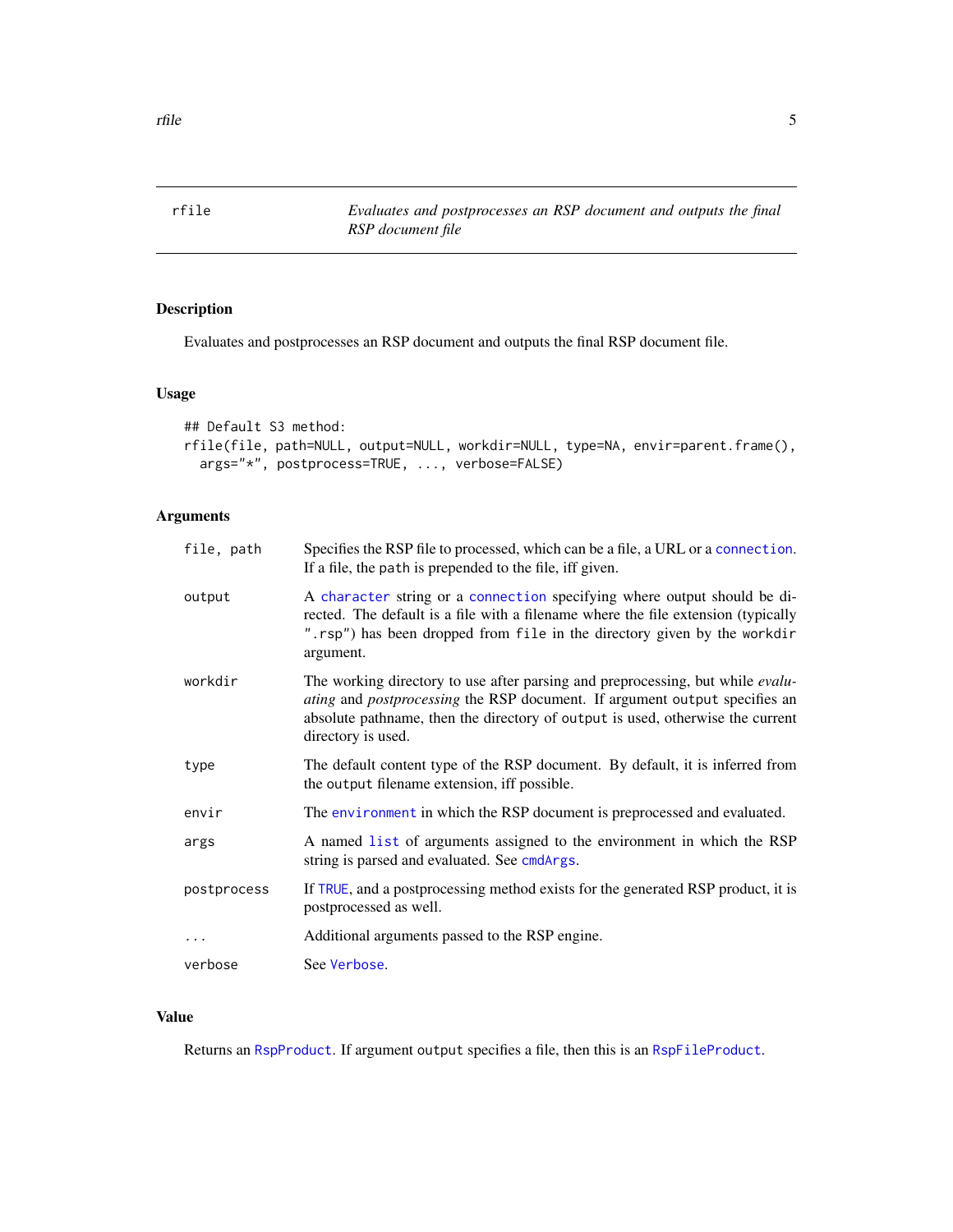# rfile — *Evaluates and postprocesses an RSP document and outputs the final RSP document file*

## Description

Evaluates and postprocesses an RSP document and outputs the final RSP document file.

## Usage

```
## Default S3 method:
rfile(file, path=NULL, output=NULL, workdir=NULL, type=NA, envir=parent.frame(),
  args="*", postprocess=TRUE, ..., verbose=FALSE)
```

## Arguments

| Argument | Description |
| --- | --- |
| `file, path` | Specifies the RSP file to processed, which can be a file, a URL or a `connection`. If a file, the `path` is prepended to the file, iff given. |
| `output` | A `character` string or a `connection` specifying where output should be directed. The default is a file with a filename where the file extension (typically `".rsp"`) has been dropped from `file` in the directory given by the `workdir` argument. |
| `workdir` | The working directory to use after parsing and preprocessing, but while *evaluating* and *postprocessing* the RSP document. If argument `output` specifies an absolute pathname, then the directory of `output` is used, otherwise the current directory is used. |
| `type` | The default content type of the RSP document. By default, it is inferred from the `output` filename extension, iff possible. |
| `envir` | The `environment` in which the RSP document is preprocessed and evaluated. |
| `args` | A named `list` of arguments assigned to the environment in which the RSP string is parsed and evaluated. See `cmdArgs`. |
| `postprocess` | If `TRUE`, and a postprocessing method exists for the generated RSP product, it is postprocessed as well. |
| `...` | Additional arguments passed to the RSP engine. |
| `verbose` | See `Verbose`. |

## Value

Returns an `RspProduct`. If argument `output` specifies a file, then this is an `RspFileProduct`.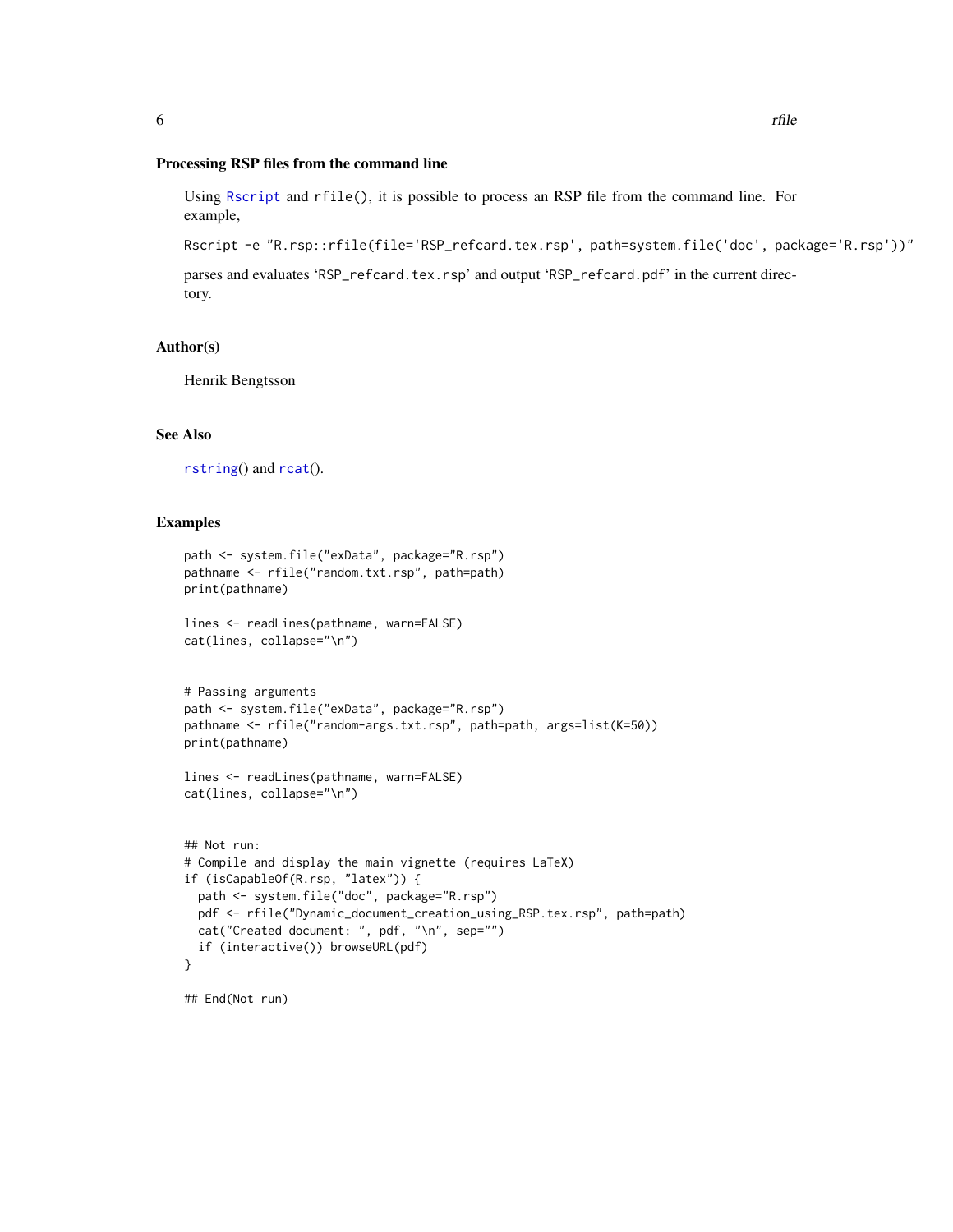### Processing RSP files from the command line

Using Rscript and rfile(), it is possible to process an RSP file from the command line. For example,

```
Rscript -e "R.rsp::rfile(file='RSP_refcard.tex.rsp', path=system.file('doc', package='R.rsp'))"
```

parses and evaluates 'RSP_refcard.tex.rsp' and output 'RSP_refcard.pdf' in the current directory.

### Author(s)

Henrik Bengtsson

### See Also

rstring() and rcat().

### Examples

```
path <- system.file("exData", package="R.rsp")
pathname <- rfile("random.txt.rsp", path=path)
print(pathname)

lines <- readLines(pathname, warn=FALSE)
cat(lines, collapse="\n")


# Passing arguments
path <- system.file("exData", package="R.rsp")
pathname <- rfile("random-args.txt.rsp", path=path, args=list(K=50))
print(pathname)

lines <- readLines(pathname, warn=FALSE)
cat(lines, collapse="\n")


## Not run:
# Compile and display the main vignette (requires LaTeX)
if (isCapableOf(R.rsp, "latex")) {
  path <- system.file("doc", package="R.rsp")
  pdf <- rfile("Dynamic_document_creation_using_RSP.tex.rsp", path=path)
  cat("Created document: ", pdf, "\n", sep="")
  if (interactive()) browseURL(pdf)
}

## End(Not run)
```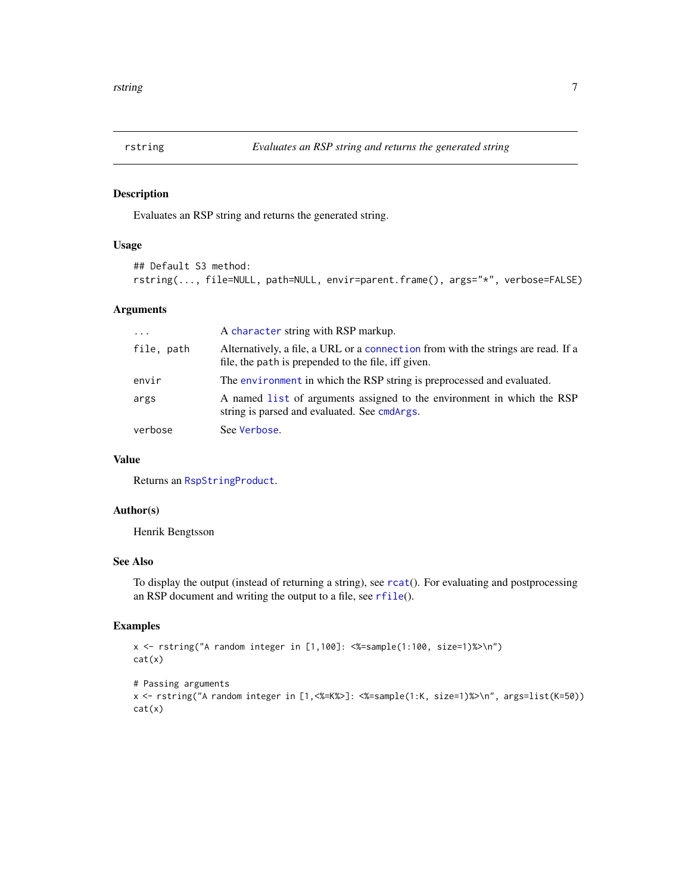## rstring — *Evaluates an RSP string and returns the generated string*

### Description

Evaluates an RSP string and returns the generated string.

### Usage

```
## Default S3 method:
rstring(..., file=NULL, path=NULL, envir=parent.frame(), args="*", verbose=FALSE)
```

### Arguments

| | |
|---|---|
| `...` | A `character` string with RSP markup. |
| `file, path` | Alternatively, a file, a URL or a `connection` from with the strings are read. If a file, the `path` is prepended to the file, iff given. |
| `envir` | The `environment` in which the RSP string is preprocessed and evaluated. |
| `args` | A named `list` of arguments assigned to the environment in which the RSP string is parsed and evaluated. See `cmdArgs`. |
| `verbose` | See `Verbose`. |

### Value

Returns an `RspStringProduct`.

### Author(s)

Henrik Bengtsson

### See Also

To display the output (instead of returning a string), see `rcat`(). For evaluating and postprocessing an RSP document and writing the output to a file, see `rfile`().

### Examples

```
x <- rstring("A random integer in [1,100]: <%=sample(1:100, size=1)%>\n")
cat(x)

# Passing arguments
x <- rstring("A random integer in [1,<%=K%>]: <%=sample(1:K, size=1)%>\n", args=list(K=50))
cat(x)
```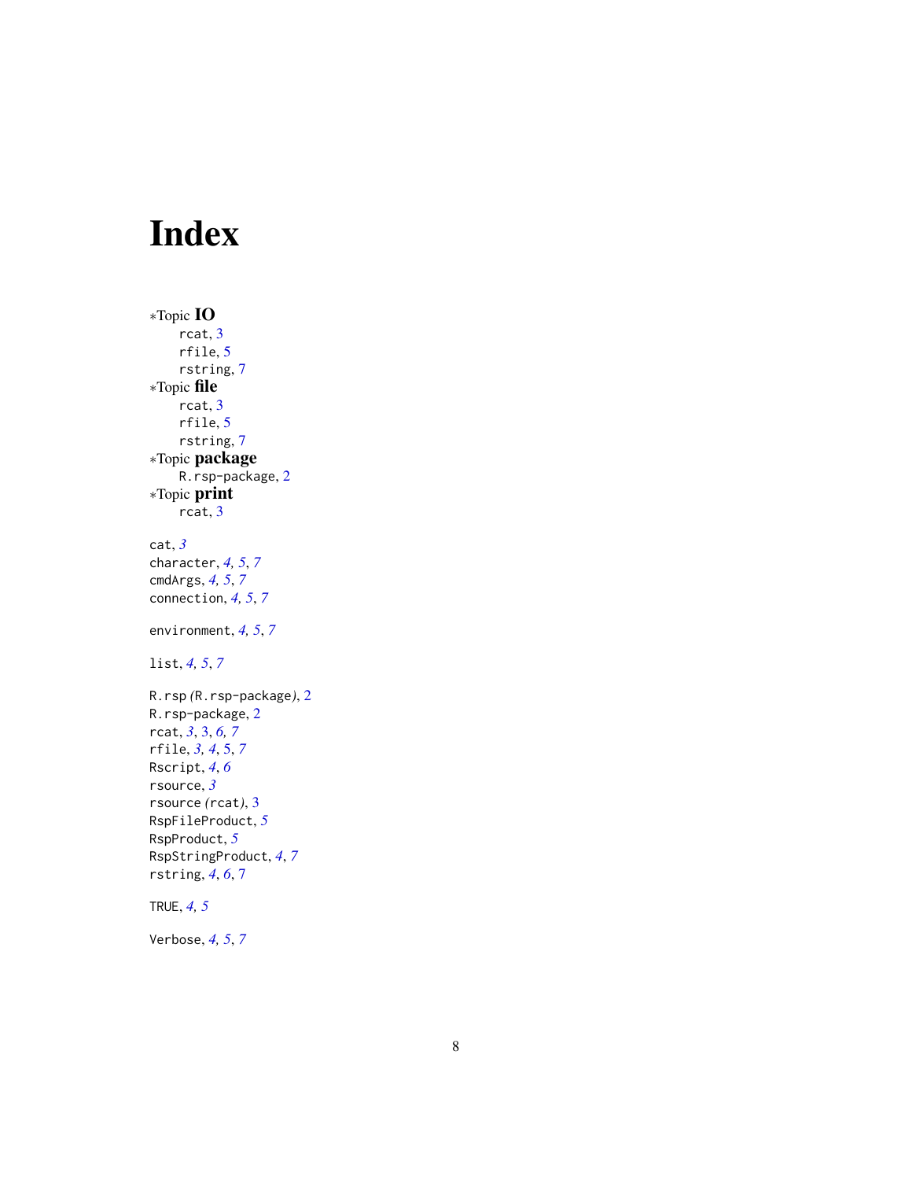# Index

*Topic **IO**
  rcat, 3
  rfile, 5
  rstring, 7

*Topic **file**
  rcat, 3
  rfile, 5
  rstring, 7

*Topic **package**
  R.rsp-package, 2

*Topic **print**
  rcat, 3

cat, *3*
character, *4, 5*, *7*
cmdArgs, *4, 5*, *7*
connection, *4, 5*, *7*

environment, *4, 5*, *7*

list, *4, 5*, *7*

R.rsp *(*R.rsp-package*)*, 2
R.rsp-package, 2
rcat, *3*, 3, *6, 7*
rfile, *3, 4*, 5, *7*
Rscript, *4*, *6*
rsource, *3*
rsource *(*rcat*)*, 3
RspFileProduct, *5*
RspProduct, *5*
RspStringProduct, *4*, *7*
rstring, *4*, *6*, 7

TRUE, *4, 5*

Verbose, *4, 5*, *7*